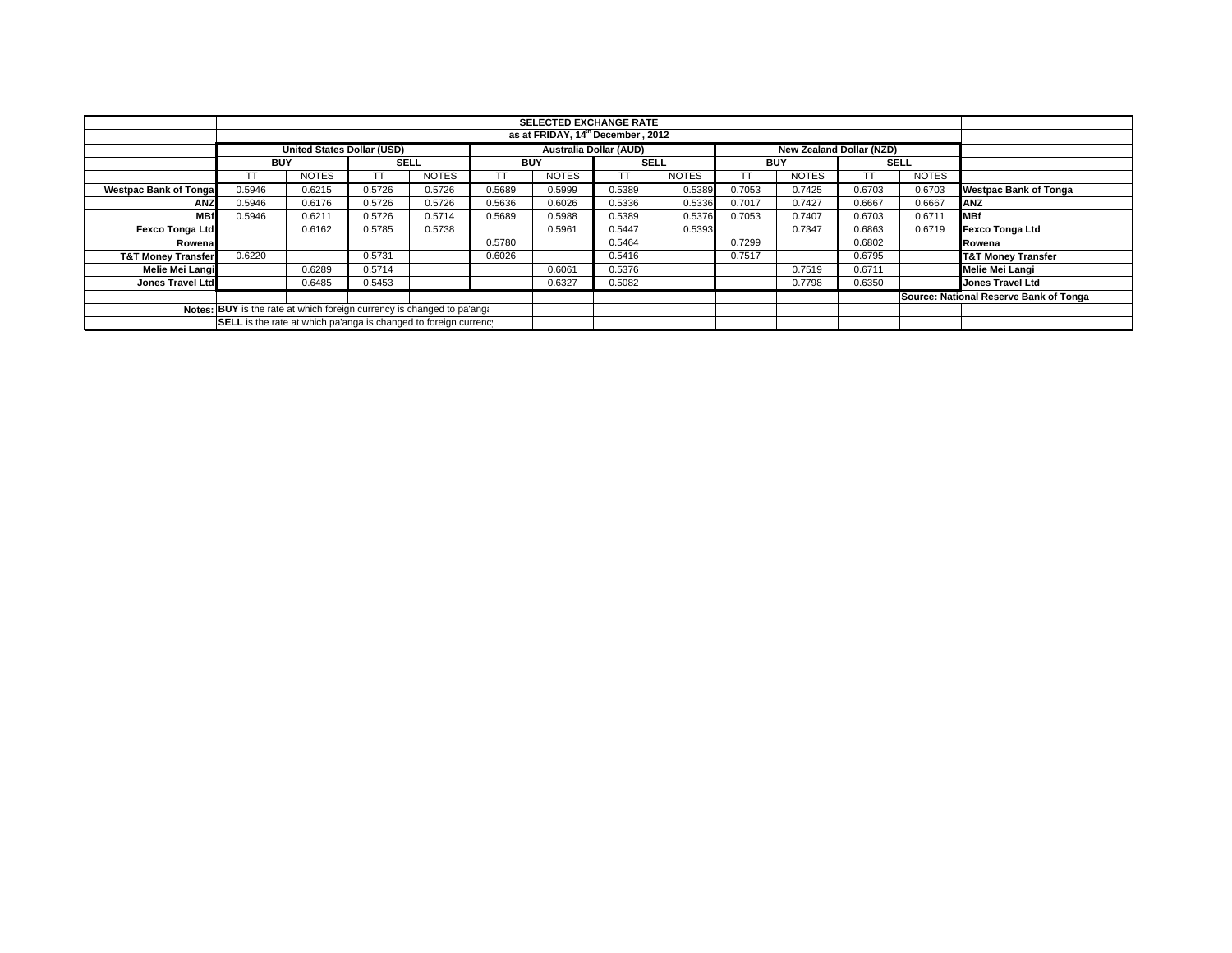| | SELECTED EXCHANGE RATE | | | | | | | | | | | | |
|---|---|---|---|---|---|---|---|---|---|---|---|---|---|
| | as at FRIDAY, 14th December , 2012 | | | | | | | | | | | | |
| | United States Dollar (USD) | | | | Australia Dollar (AUD) | | | | New Zealand Dollar (NZD) | | | | |
| | BUY | | SELL | | BUY | | SELL | | BUY | | SELL | | |
| | TT | NOTES | TT | NOTES | TT | NOTES | TT | NOTES | TT | NOTES | TT | NOTES | |
| **Westpac Bank of Tonga** | 0.5946 | 0.6215 | 0.5726 | 0.5726 | 0.5689 | 0.5999 | 0.5389 | 0.5389 | 0.7053 | 0.7425 | 0.6703 | 0.6703 | **Westpac Bank of Tonga** |
| **ANZ** | 0.5946 | 0.6176 | 0.5726 | 0.5726 | 0.5636 | 0.6026 | 0.5336 | 0.5336 | 0.7017 | 0.7427 | 0.6667 | 0.6667 | **ANZ** |
| **MBf** | 0.5946 | 0.6211 | 0.5726 | 0.5714 | 0.5689 | 0.5988 | 0.5389 | 0.5376 | 0.7053 | 0.7407 | 0.6703 | 0.6711 | **MBf** |
| **Fexco Tonga Ltd** | | 0.6162 | 0.5785 | 0.5738 | | 0.5961 | 0.5447 | 0.5393 | | 0.7347 | 0.6863 | 0.6719 | **Fexco Tonga Ltd** |
| **Rowena** | | | | | 0.5780 | | 0.5464 | | 0.7299 | | 0.6802 | | **Rowena** |
| **T&T Money Transfer** | 0.6220 | | 0.5731 | | 0.6026 | | 0.5416 | | 0.7517 | | 0.6795 | | **T&T Money Transfer** |
| **Melie Mei Langi** | | 0.6289 | 0.5714 | | | 0.6061 | 0.5376 | | | 0.7519 | 0.6711 | | **Melie Mei Langi** |
| **Jones Travel Ltd** | | 0.6485 | 0.5453 | | | 0.6327 | 0.5082 | | | 0.7798 | 0.6350 | | **Jones Travel Ltd** |
| | | | | | | | | | | | | | **Source: National Reserve Bank of Tonga** |
| **Notes:** | **BUY** is the rate at which foreign currency is changed to pa'anga | | | | | | | | | | | | |
| | **SELL** is the rate at which pa'anga is changed to foreign currency | | | | | | | | | | | | |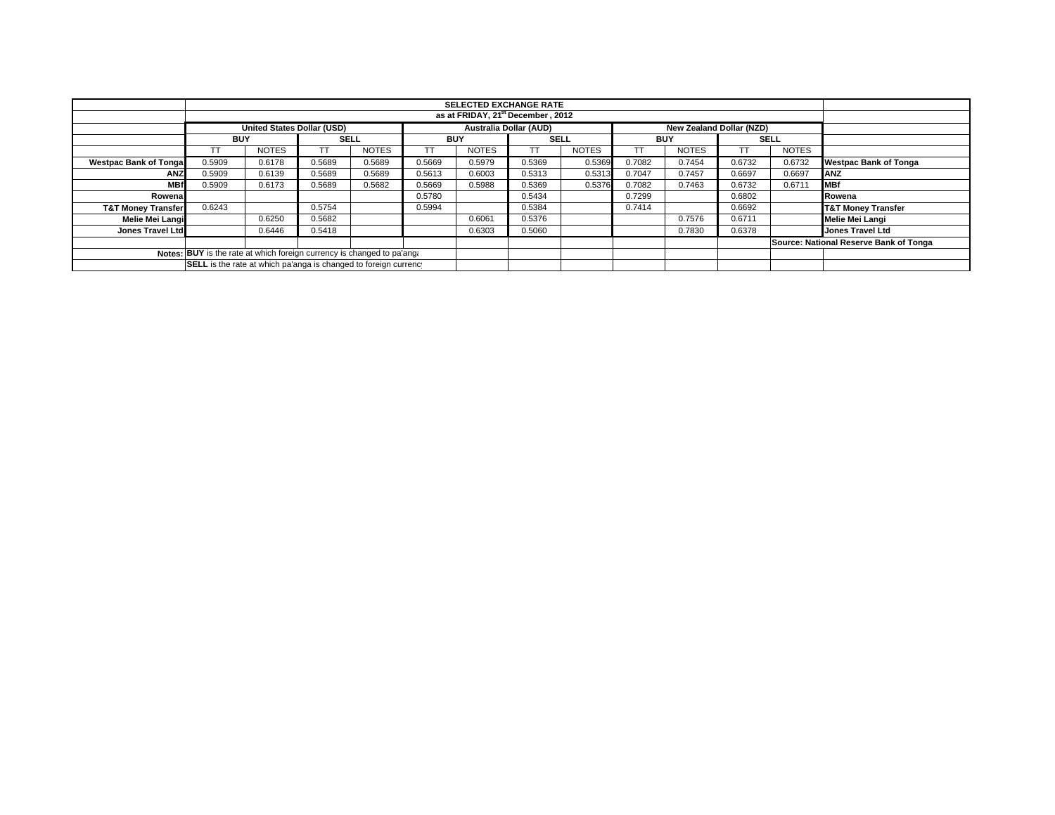| | SELECTED EXCHANGE RATE | | | | | | | | | | | | |
|---|---|---|---|---|---|---|---|---|---|---|---|---|---|
| | as at FRIDAY, 21st December , 2012 | | | | | | | | | | | | |
| | United States Dollar (USD) | | | | Australia Dollar (AUD) | | | | New Zealand Dollar (NZD) | | | | |
| | BUY | | SELL | | BUY | | SELL | | BUY | | SELL | | |
| | TT | NOTES | TT | NOTES | TT | NOTES | TT | NOTES | TT | NOTES | TT | NOTES | |
| Westpac Bank of Tonga | 0.5909 | 0.6178 | 0.5689 | 0.5689 | 0.5669 | 0.5979 | 0.5369 | 0.5369 | 0.7082 | 0.7454 | 0.6732 | 0.6732 | Westpac Bank of Tonga |
| ANZ | 0.5909 | 0.6139 | 0.5689 | 0.5689 | 0.5613 | 0.6003 | 0.5313 | 0.5313 | 0.7047 | 0.7457 | 0.6697 | 0.6697 | ANZ |
| MBf | 0.5909 | 0.6173 | 0.5689 | 0.5682 | 0.5669 | 0.5988 | 0.5369 | 0.5376 | 0.7082 | 0.7463 | 0.6732 | 0.6711 | MBf |
| Rowena | | | | | 0.5780 | | 0.5434 | | 0.7299 | | 0.6802 | | Rowena |
| T&T Money Transfer | 0.6243 | | 0.5754 | | 0.5994 | | 0.5384 | | 0.7414 | | 0.6692 | | T&T Money Transfer |
| Melie Mei Langi | | 0.6250 | 0.5682 | | | 0.6061 | 0.5376 | | | 0.7576 | 0.6711 | | Melie Mei Langi |
| Jones Travel Ltd | | 0.6446 | 0.5418 | | | 0.6303 | 0.5060 | | | 0.7830 | 0.6378 | | Jones Travel Ltd |
| | | | | | | | | | | | | | Source: National Reserve Bank of Tonga |
| Notes: | **BUY** is the rate at which foreign currency is changed to pa'anga | | | | | | | | | | | | |
| | **SELL** is the rate at which pa'anga is changed to foreign currency | | | | | | | | | | | | |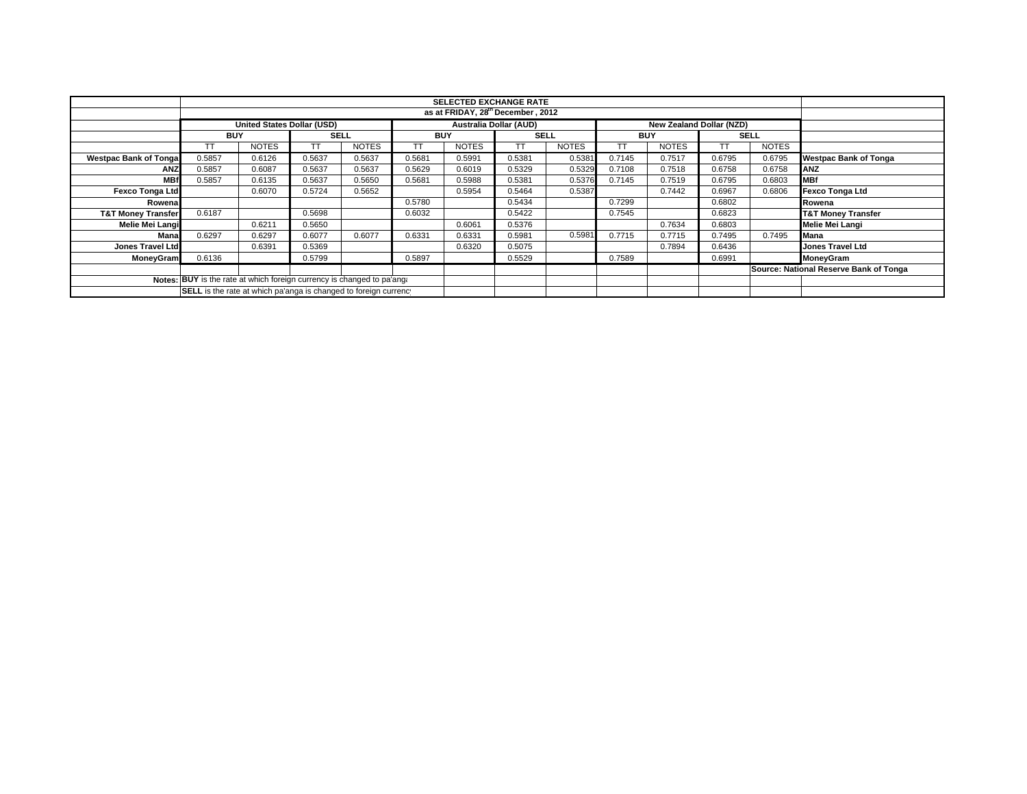| | SELECTED EXCHANGE RATE | | | | | | | | | | | | |
|---|---|---|---|---|---|---|---|---|---|---|---|---|---|
| | as at FRIDAY, 28th December , 2012 | | | | | | | | | | | | |
| | United States Dollar (USD) | | | | Australia Dollar (AUD) | | | | New Zealand Dollar (NZD) | | | | |
| | BUY | | SELL | | BUY | | SELL | | BUY | | SELL | | |
| | TT | NOTES | TT | NOTES | TT | NOTES | TT | NOTES | TT | NOTES | TT | NOTES | |
| Westpac Bank of Tonga | 0.5857 | 0.6126 | 0.5637 | 0.5637 | 0.5681 | 0.5991 | 0.5381 | 0.5381 | 0.7145 | 0.7517 | 0.6795 | 0.6795 | Westpac Bank of Tonga |
| ANZ | 0.5857 | 0.6087 | 0.5637 | 0.5637 | 0.5629 | 0.6019 | 0.5329 | 0.5329 | 0.7108 | 0.7518 | 0.6758 | 0.6758 | ANZ |
| MBf | 0.5857 | 0.6135 | 0.5637 | 0.5650 | 0.5681 | 0.5988 | 0.5381 | 0.5376 | 0.7145 | 0.7519 | 0.6795 | 0.6803 | MBf |
| Fexco Tonga Ltd | | 0.6070 | 0.5724 | 0.5652 | | 0.5954 | 0.5464 | 0.5387 | | 0.7442 | 0.6967 | 0.6806 | Fexco Tonga Ltd |
| Rowena | | | | | 0.5780 | | 0.5434 | | 0.7299 | | 0.6802 | | Rowena |
| T&T Money Transfer | 0.6187 | | 0.5698 | | 0.6032 | | 0.5422 | | 0.7545 | | 0.6823 | | T&T Money Transfer |
| Melie Mei Langi | | 0.6211 | 0.5650 | | | 0.6061 | 0.5376 | | | 0.7634 | 0.6803 | | Melie Mei Langi |
| Mana | 0.6297 | 0.6297 | 0.6077 | 0.6077 | 0.6331 | 0.6331 | 0.5981 | 0.5981 | 0.7715 | 0.7715 | 0.7495 | 0.7495 | Mana |
| Jones Travel Ltd | | 0.6391 | 0.5369 | | | 0.6320 | 0.5075 | | | 0.7894 | 0.6436 | | Jones Travel Ltd |
| MoneyGram | 0.6136 | | 0.5799 | | 0.5897 | | 0.5529 | | 0.7589 | | 0.6991 | | MoneyGram |
| | | | | | | | | | | | | | Source: National Reserve Bank of Tonga |
| Notes: | **BUY** is the rate at which foreign currency is changed to pa'anga | | | | | | | | | | | | |
| | **SELL** is the rate at which pa'anga is changed to foreign currency | | | | | | | | | | | | |